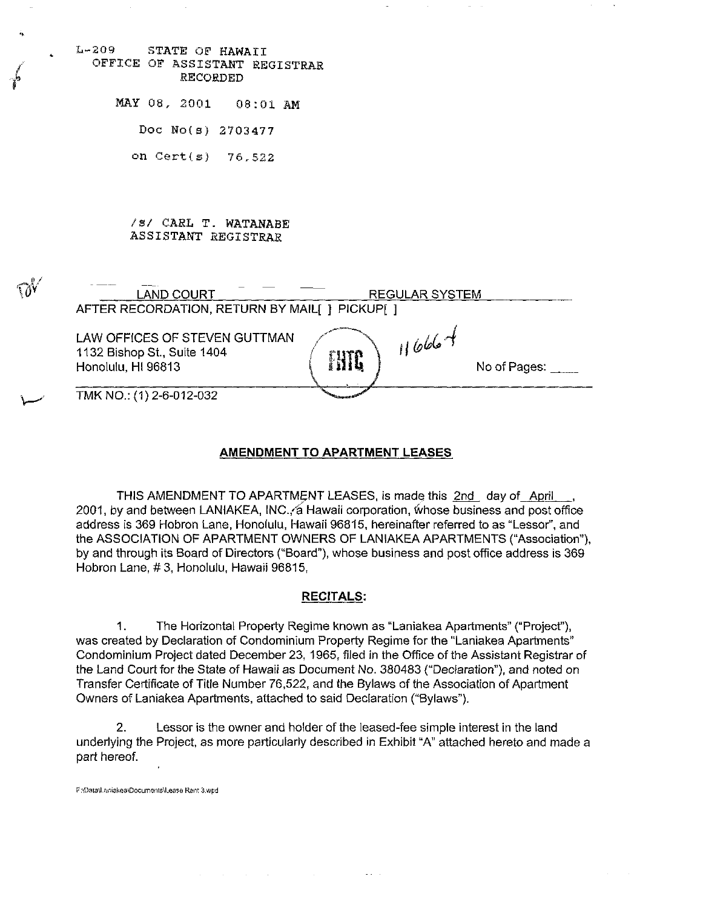L-209 STATE OF HAWAII
OFFICE OF ASSISTANT REGISTRAR
RECORDED

MAY 08, 2001 08:01 AM

Doc No(s) 2703477

on Cert(s) 76,522

/s/ CARL T. WATANABE
ASSISTANT REGISTRAR

| LAND COURT | REGULAR SYSTEM |
|---|---|

AFTER RECORDATION, RETURN BY MAIL[ ] PICKUP[ ]

LAW OFFICES OF STEVEN GUTTMAN
1132 Bishop St., Suite 1404
Honolulu, HI 96813

FHTC 116664

No of Pages: \_\_\_\_

TMK NO.: (1) 2-6-012-032

**AMENDMENT TO APARTMENT LEASES**

THIS AMENDMENT TO APARTMENT LEASES, is made this 2nd day of April, 2001, by and between LANIAKEA, INC., a Hawaii corporation, whose business and post office address is 369 Hobron Lane, Honolulu, Hawaii 96815, hereinafter referred to as "Lessor", and the ASSOCIATION OF APARTMENT OWNERS OF LANIAKEA APARTMENTS ("Association"), by and through its Board of Directors ("Board"), whose business and post office address is 369 Hobron Lane, # 3, Honolulu, Hawaii 96815,

**RECITALS:**

1. The Horizontal Property Regime known as "Laniakea Apartments" ("Project"), was created by Declaration of Condominium Property Regime for the "Laniakea Apartments" Condominium Project dated December 23, 1965, filed in the Office of the Assistant Registrar of the Land Court for the State of Hawaii as Document No. 380483 ("Declaration"), and noted on Transfer Certificate of Title Number 76,522, and the Bylaws of the Association of Apartment Owners of Laniakea Apartments, attached to said Declaration ("Bylaws").

2. Lessor is the owner and holder of the leased-fee simple interest in the land underlying the Project, as more particularly described in Exhibit "A" attached hereto and made a part hereof.

F:\Data\Laniakea\Documents\Lease Rent 3.wpd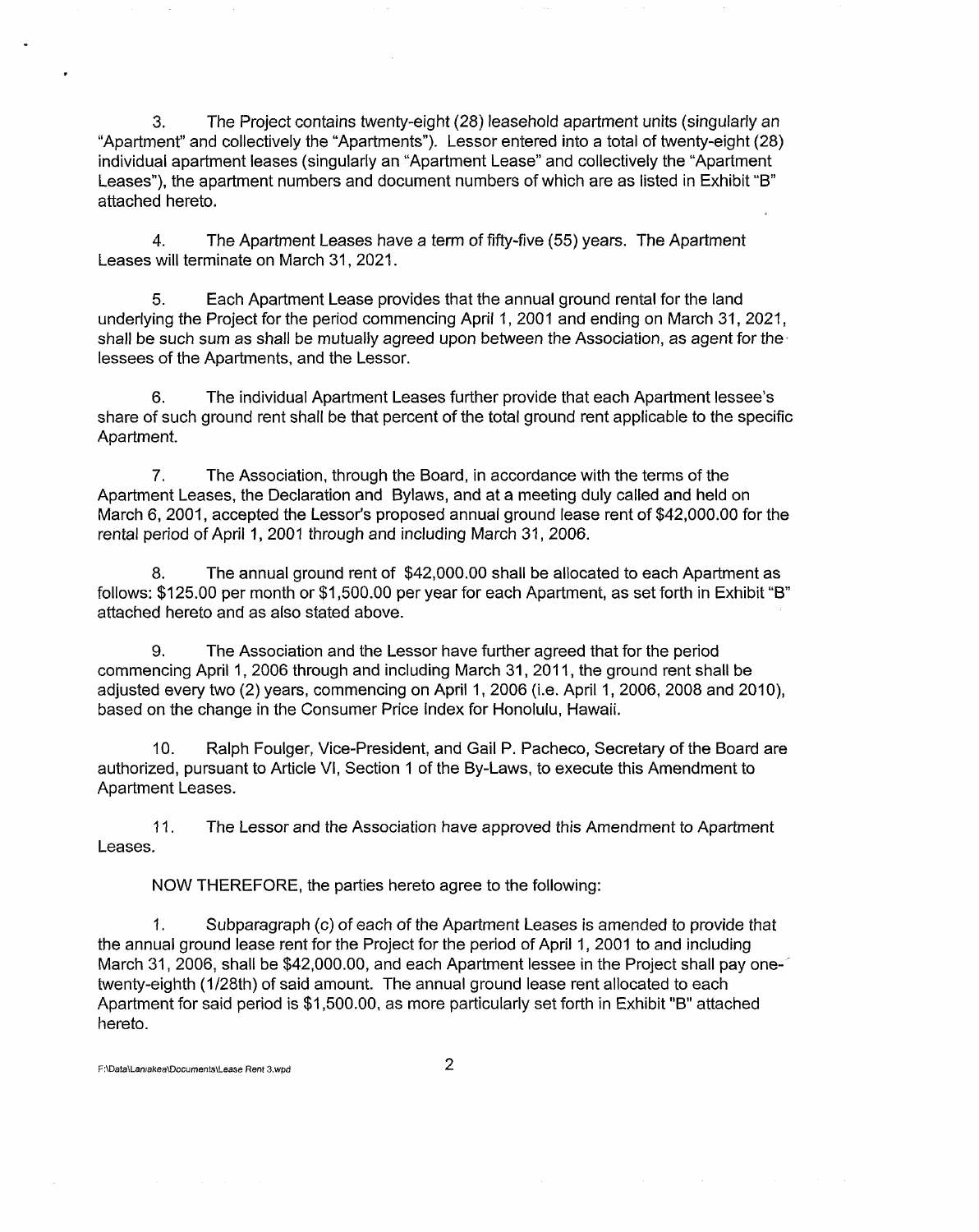3. The Project contains twenty-eight (28) leasehold apartment units (singularly an "Apartment" and collectively the "Apartments"). Lessor entered into a total of twenty-eight (28) individual apartment leases (singularly an "Apartment Lease" and collectively the "Apartment Leases"), the apartment numbers and document numbers of which are as listed in Exhibit "B" attached hereto.

4. The Apartment Leases have a term of fifty-five (55) years. The Apartment Leases will terminate on March 31, 2021.

5. Each Apartment Lease provides that the annual ground rental for the land underlying the Project for the period commencing April 1, 2001 and ending on March 31, 2021, shall be such sum as shall be mutually agreed upon between the Association, as agent for the lessees of the Apartments, and the Lessor.

6. The individual Apartment Leases further provide that each Apartment lessee's share of such ground rent shall be that percent of the total ground rent applicable to the specific Apartment.

7. The Association, through the Board, in accordance with the terms of the Apartment Leases, the Declaration and Bylaws, and at a meeting duly called and held on March 6, 2001, accepted the Lessor's proposed annual ground lease rent of $42,000.00 for the rental period of April 1, 2001 through and including March 31, 2006.

8. The annual ground rent of $42,000.00 shall be allocated to each Apartment as follows: $125.00 per month or $1,500.00 per year for each Apartment, as set forth in Exhibit "B" attached hereto and as also stated above.

9. The Association and the Lessor have further agreed that for the period commencing April 1, 2006 through and including March 31, 2011, the ground rent shall be adjusted every two (2) years, commencing on April 1, 2006 (i.e. April 1, 2006, 2008 and 2010), based on the change in the Consumer Price Index for Honolulu, Hawaii.

10. Ralph Foulger, Vice-President, and Gail P. Pacheco, Secretary of the Board are authorized, pursuant to Article VI, Section 1 of the By-Laws, to execute this Amendment to Apartment Leases.

11. The Lessor and the Association have approved this Amendment to Apartment Leases.

NOW THEREFORE, the parties hereto agree to the following:

1. Subparagraph (c) of each of the Apartment Leases is amended to provide that the annual ground lease rent for the Project for the period of April 1, 2001 to and including March 31, 2006, shall be $42,000.00, and each Apartment lessee in the Project shall pay one-twenty-eighth (1/28th) of said amount. The annual ground lease rent allocated to each Apartment for said period is $1,500.00, as more particularly set forth in Exhibit "B" attached hereto.

F:\Data\Laniakea\Documents\Lease Rent 3.wpd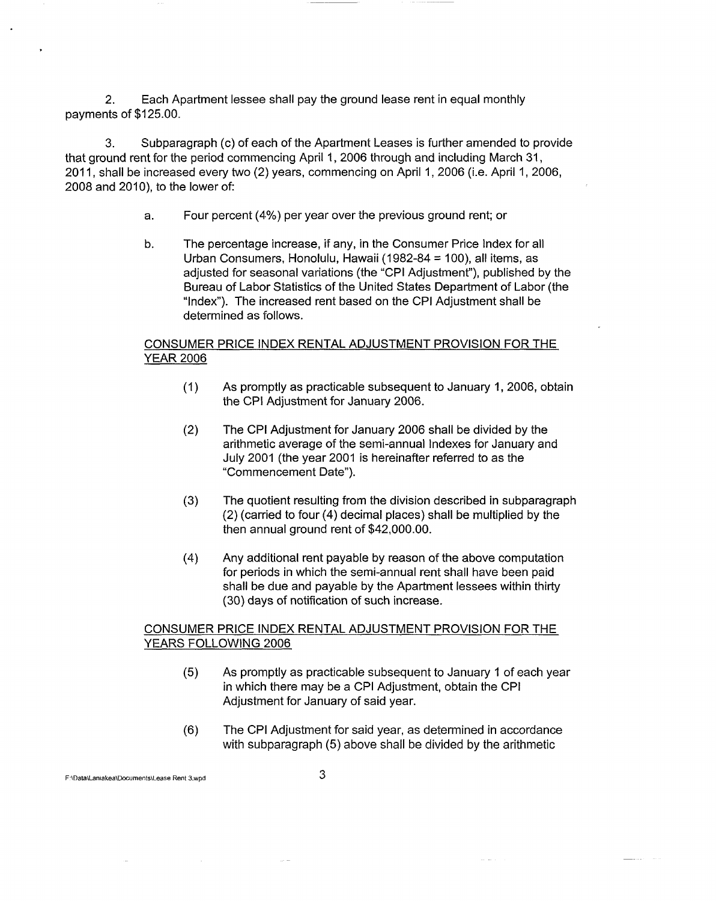2. Each Apartment lessee shall pay the ground lease rent in equal monthly payments of $125.00.

3. Subparagraph (c) of each of the Apartment Leases is further amended to provide that ground rent for the period commencing April 1, 2006 through and including March 31, 2011, shall be increased every two (2) years, commencing on April 1, 2006 (i.e. April 1, 2006, 2008 and 2010), to the lower of:

a. Four percent (4%) per year over the previous ground rent; or

b. The percentage increase, if any, in the Consumer Price Index for all Urban Consumers, Honolulu, Hawaii (1982-84 = 100), all items, as adjusted for seasonal variations (the "CPI Adjustment"), published by the Bureau of Labor Statistics of the United States Department of Labor (the "Index"). The increased rent based on the CPI Adjustment shall be determined as follows.

CONSUMER PRICE INDEX RENTAL ADJUSTMENT PROVISION FOR THE YEAR 2006

(1) As promptly as practicable subsequent to January 1, 2006, obtain the CPI Adjustment for January 2006.

(2) The CPI Adjustment for January 2006 shall be divided by the arithmetic average of the semi-annual Indexes for January and July 2001 (the year 2001 is hereinafter referred to as the "Commencement Date").

(3) The quotient resulting from the division described in subparagraph (2) (carried to four (4) decimal places) shall be multiplied by the then annual ground rent of $42,000.00.

(4) Any additional rent payable by reason of the above computation for periods in which the semi-annual rent shall have been paid shall be due and payable by the Apartment lessees within thirty (30) days of notification of such increase.

CONSUMER PRICE INDEX RENTAL ADJUSTMENT PROVISION FOR THE YEARS FOLLOWING 2006

(5) As promptly as practicable subsequent to January 1 of each year in which there may be a CPI Adjustment, obtain the CPI Adjustment for January of said year.

(6) The CPI Adjustment for said year, as determined in accordance with subparagraph (5) above shall be divided by the arithmetic

F:\Data\Laniakea\Documents\Lease Rent 3.wpd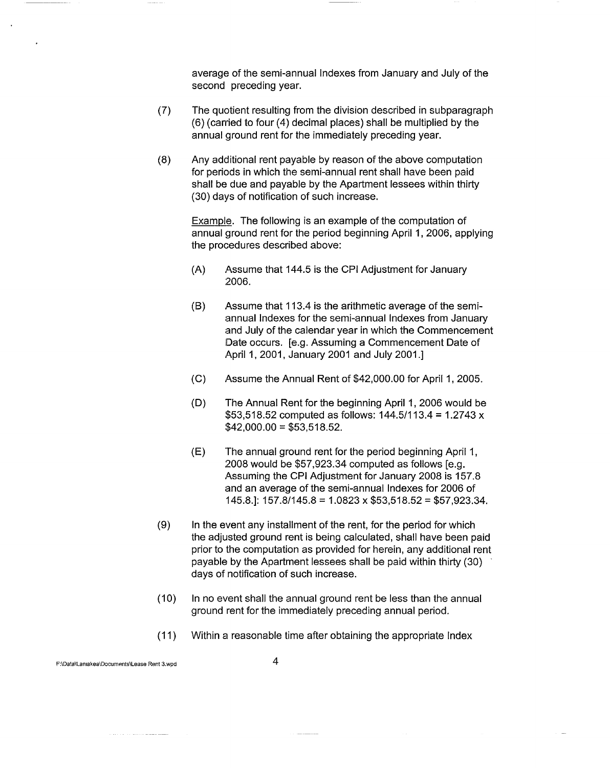average of the semi-annual Indexes from January and July of the second preceding year.

(7) The quotient resulting from the division described in subparagraph (6) (carried to four (4) decimal places) shall be multiplied by the annual ground rent for the immediately preceding year.

(8) Any additional rent payable by reason of the above computation for periods in which the semi-annual rent shall have been paid shall be due and payable by the Apartment lessees within thirty (30) days of notification of such increase.

<u>Example</u>. The following is an example of the computation of annual ground rent for the period beginning April 1, 2006, applying the procedures described above:

(A) Assume that 144.5 is the CPI Adjustment for January 2006.

(B) Assume that 113.4 is the arithmetic average of the semi-annual Indexes for the semi-annual Indexes from January and July of the calendar year in which the Commencement Date occurs. [e.g. Assuming a Commencement Date of April 1, 2001, January 2001 and July 2001.]

(C) Assume the Annual Rent of $42,000.00 for April 1, 2005.

(D) The Annual Rent for the beginning April 1, 2006 would be $53,518.52 computed as follows: 144.5/113.4 = 1.2743 x $42,000.00 = $53,518.52.

(E) The annual ground rent for the period beginning April 1, 2008 would be $57,923.34 computed as follows [e.g. Assuming the CPI Adjustment for January 2008 is 157.8 and an average of the semi-annual Indexes for 2006 of 145.8.]: 157.8/145.8 = 1.0823 x $53,518.52 = $57,923.34.

(9) In the event any installment of the rent, for the period for which the adjusted ground rent is being calculated, shall have been paid prior to the computation as provided for herein, any additional rent payable by the Apartment lessees shall be paid within thirty (30) days of notification of such increase.

(10) In no event shall the annual ground rent be less than the annual ground rent for the immediately preceding annual period.

(11) Within a reasonable time after obtaining the appropriate Index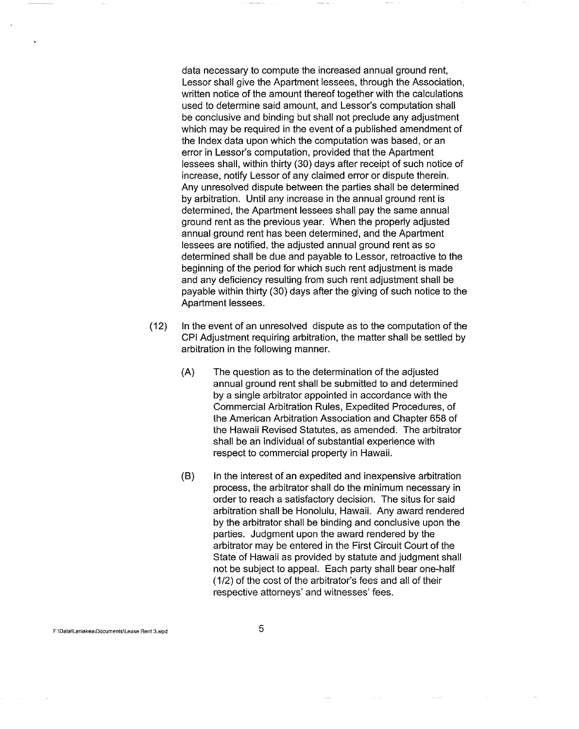data necessary to compute the increased annual ground rent, Lessor shall give the Apartment lessees, through the Association, written notice of the amount thereof together with the calculations used to determine said amount, and Lessor's computation shall be conclusive and binding but shall not preclude any adjustment which may be required in the event of a published amendment of the Index data upon which the computation was based, or an error in Lessor's computation, provided that the Apartment lessees shall, within thirty (30) days after receipt of such notice of increase, notify Lessor of any claimed error or dispute therein. Any unresolved dispute between the parties shall be determined by arbitration. Until any increase in the annual ground rent is determined, the Apartment lessees shall pay the same annual ground rent as the previous year. When the properly adjusted annual ground rent has been determined, and the Apartment lessees are notified, the adjusted annual ground rent as so determined shall be due and payable to Lessor, retroactive to the beginning of the period for which such rent adjustment is made and any deficiency resulting from such rent adjustment shall be payable within thirty (30) days after the giving of such notice to the Apartment lessees.

(12) In the event of an unresolved dispute as to the computation of the CPI Adjustment requiring arbitration, the matter shall be settled by arbitration in the following manner.

(A) The question as to the determination of the adjusted annual ground rent shall be submitted to and determined by a single arbitrator appointed in accordance with the Commercial Arbitration Rules, Expedited Procedures, of the American Arbitration Association and Chapter 658 of the Hawaii Revised Statutes, as amended. The arbitrator shall be an individual of substantial experience with respect to commercial property in Hawaii.

(B) In the interest of an expedited and inexpensive arbitration process, the arbitrator shall do the minimum necessary in order to reach a satisfactory decision. The situs for said arbitration shall be Honolulu, Hawaii. Any award rendered by the arbitrator shall be binding and conclusive upon the parties. Judgment upon the award rendered by the arbitrator may be entered in the First Circuit Court of the State of Hawaii as provided by statute and judgment shall not be subject to appeal. Each party shall bear one-half (1/2) of the cost of the arbitrator's fees and all of their respective attorneys' and witnesses' fees.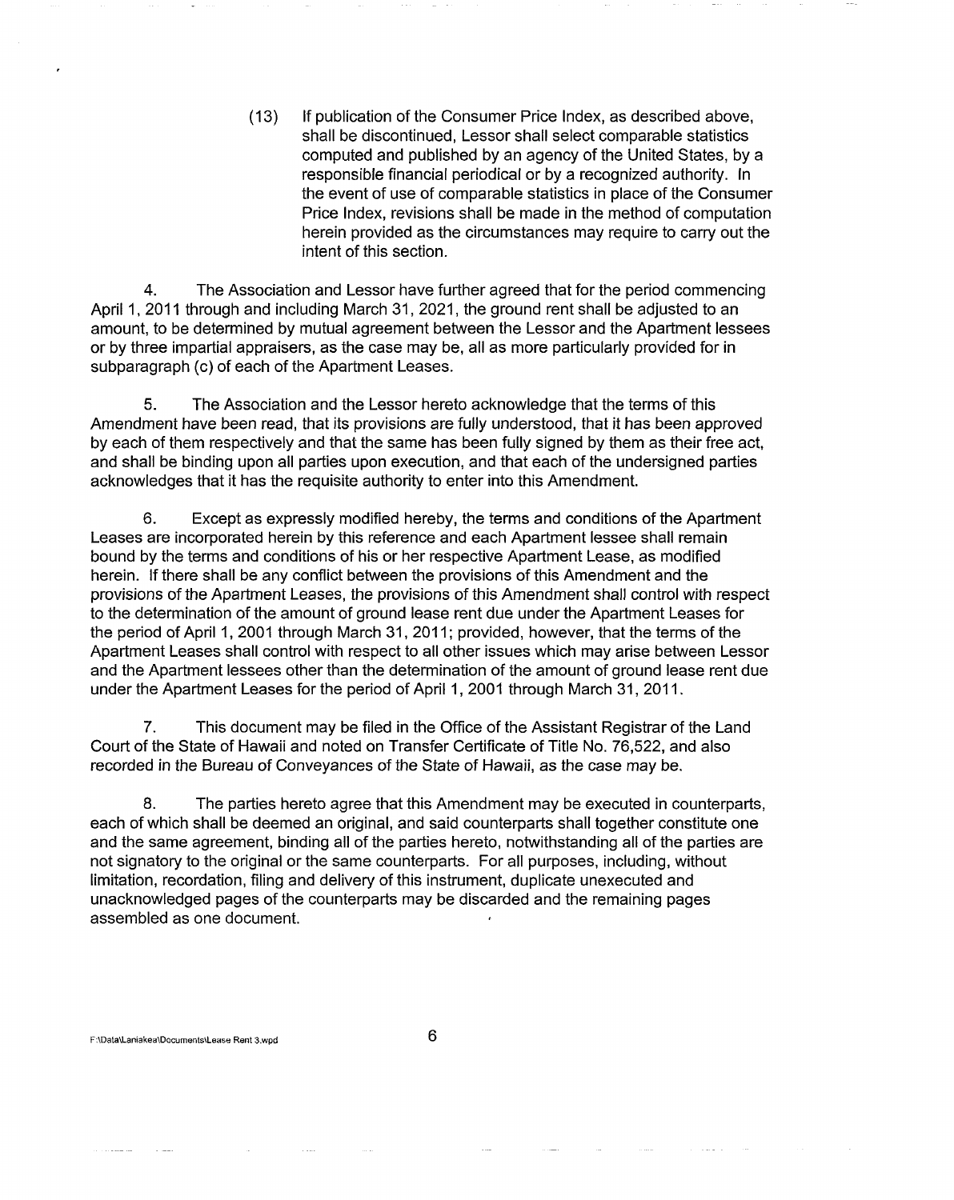(13) If publication of the Consumer Price Index, as described above, shall be discontinued, Lessor shall select comparable statistics computed and published by an agency of the United States, by a responsible financial periodical or by a recognized authority. In the event of use of comparable statistics in place of the Consumer Price Index, revisions shall be made in the method of computation herein provided as the circumstances may require to carry out the intent of this section.

4. The Association and Lessor have further agreed that for the period commencing April 1, 2011 through and including March 31, 2021, the ground rent shall be adjusted to an amount, to be determined by mutual agreement between the Lessor and the Apartment lessees or by three impartial appraisers, as the case may be, all as more particularly provided for in subparagraph (c) of each of the Apartment Leases.

5. The Association and the Lessor hereto acknowledge that the terms of this Amendment have been read, that its provisions are fully understood, that it has been approved by each of them respectively and that the same has been fully signed by them as their free act, and shall be binding upon all parties upon execution, and that each of the undersigned parties acknowledges that it has the requisite authority to enter into this Amendment.

6. Except as expressly modified hereby, the terms and conditions of the Apartment Leases are incorporated herein by this reference and each Apartment lessee shall remain bound by the terms and conditions of his or her respective Apartment Lease, as modified herein. If there shall be any conflict between the provisions of this Amendment and the provisions of the Apartment Leases, the provisions of this Amendment shall control with respect to the determination of the amount of ground lease rent due under the Apartment Leases for the period of April 1, 2001 through March 31, 2011; provided, however, that the terms of the Apartment Leases shall control with respect to all other issues which may arise between Lessor and the Apartment lessees other than the determination of the amount of ground lease rent due under the Apartment Leases for the period of April 1, 2001 through March 31, 2011.

7. This document may be filed in the Office of the Assistant Registrar of the Land Court of the State of Hawaii and noted on Transfer Certificate of Title No. 76,522, and also recorded in the Bureau of Conveyances of the State of Hawaii, as the case may be.

8. The parties hereto agree that this Amendment may be executed in counterparts, each of which shall be deemed an original, and said counterparts shall together constitute one and the same agreement, binding all of the parties hereto, notwithstanding all of the parties are not signatory to the original or the same counterparts. For all purposes, including, without limitation, recordation, filing and delivery of this instrument, duplicate unexecuted and unacknowledged pages of the counterparts may be discarded and the remaining pages assembled as one document.

F:\Data\Laniakea\Documents\Lease Rent 3.wpd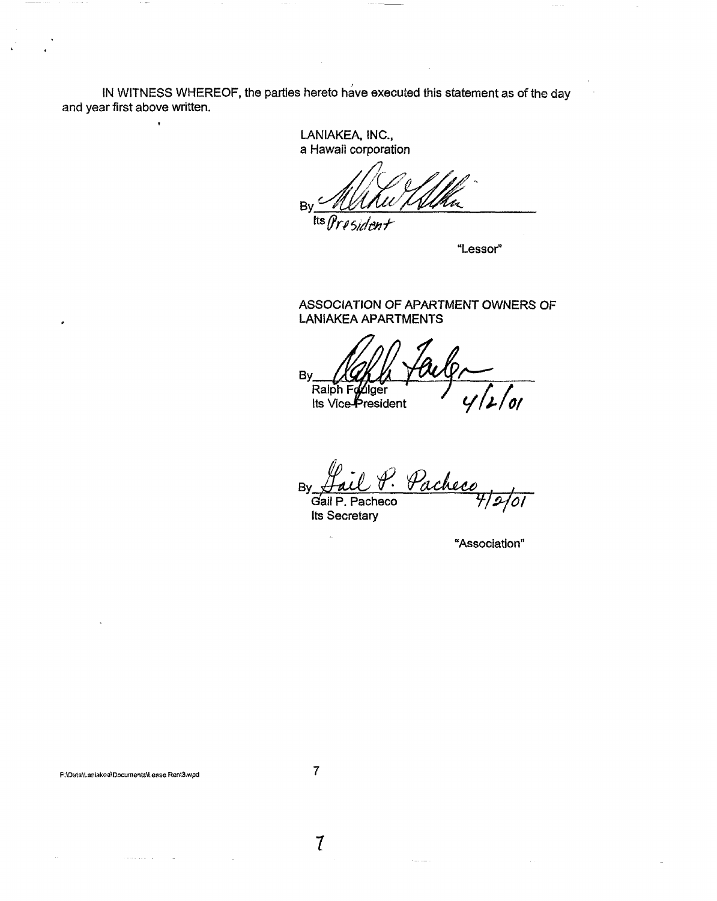IN WITNESS WHEREOF, the parties hereto have executed this statement as of the day and year first above written.

LANIAKEA, INC.,
a Hawaii corporation

By _______________________
Its President

"Lessor"

ASSOCIATION OF APARTMENT OWNERS OF LANIAKEA APARTMENTS

By _______________________
Ralph Foulger
Its Vice-President 4/2/01

By _______________________
Gail P. Pacheco 4/2/01
Its Secretary

"Association"

F:\Data\Laniakea\Documents\Lease Rent3.wpd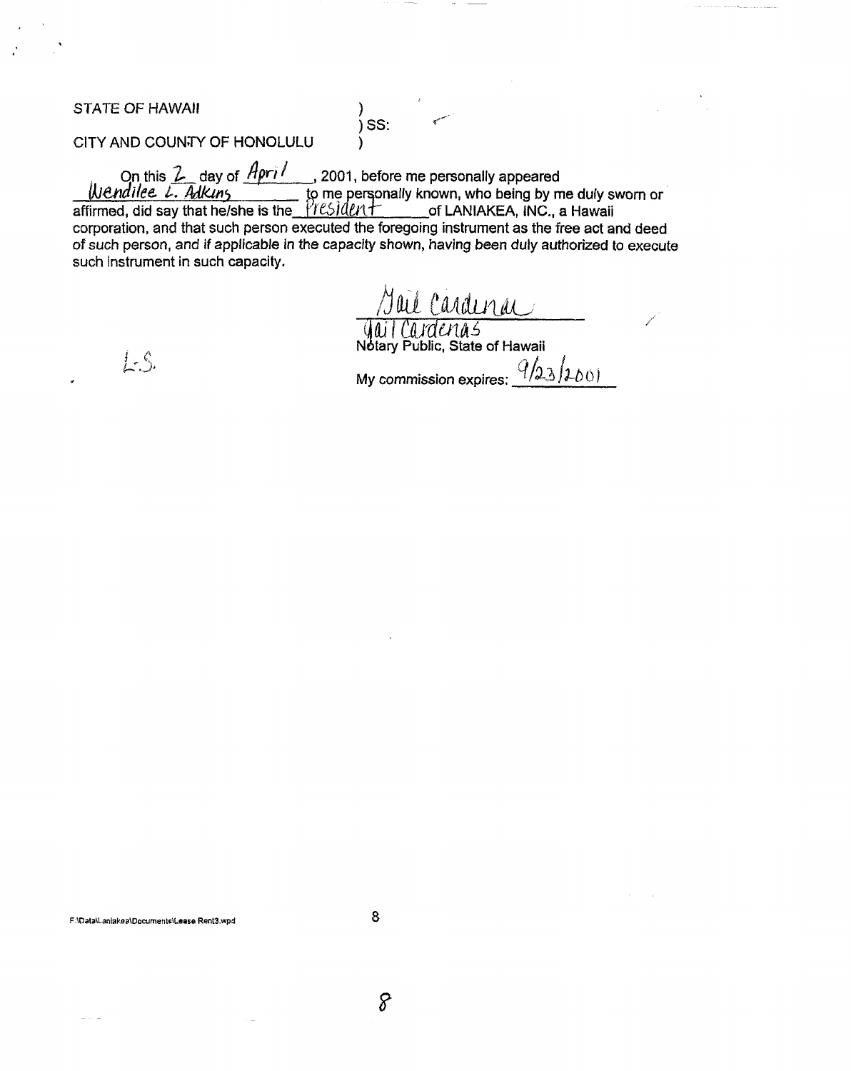STATE OF HAWAII ) 
) SS: 
CITY AND COUNTY OF HONOLULU )

On this 2 day of April, 2001, before me personally appeared Wendilee L. Adkins to me personally known, who being by me duly sworn or affirmed, did say that he/she is the President of LANIAKEA, INC., a Hawaii corporation, and that such person executed the foregoing instrument as the free act and deed of such person, and if applicable in the capacity shown, having been duly authorized to execute such instrument in such capacity.

L.S.

Gail Cardenas 
Gail Cardenas 
Notary Public, State of Hawaii

My commission expires: 9/23/2001

F:\Data\Laniakea\Documents\Lease Rent3.wpd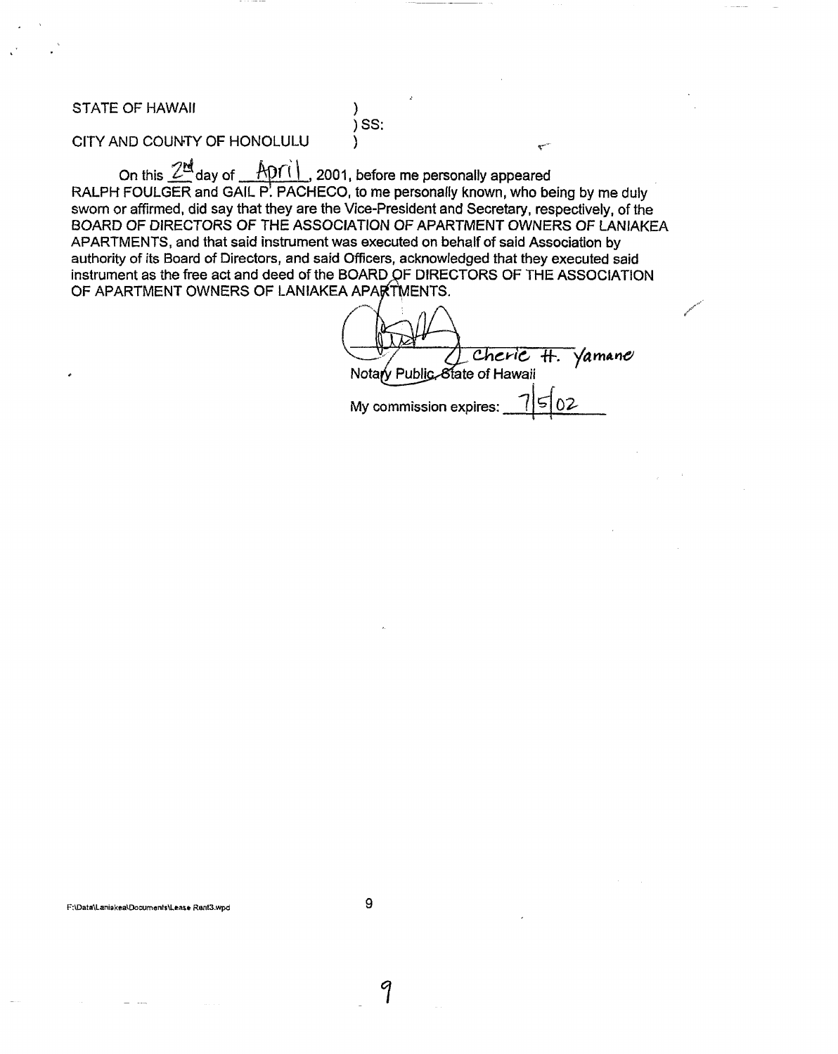STATE OF HAWAII )
) SS:
CITY AND COUNTY OF HONOLULU )

On this 2nd day of April, 2001, before me personally appeared RALPH FOULGER and GAIL P. PACHECO, to me personally known, who being by me duly sworn or affirmed, did say that they are the Vice-President and Secretary, respectively, of the BOARD OF DIRECTORS OF THE ASSOCIATION OF APARTMENT OWNERS OF LANIAKEA APARTMENTS, and that said instrument was executed on behalf of said Association by authority of its Board of Directors, and said Officers, acknowledged that they executed said instrument as the free act and deed of the BOARD OF DIRECTORS OF THE ASSOCIATION OF APARTMENT OWNERS OF LANIAKEA APARTMENTS.

Cherie H. Yamane
Notary Public, State of Hawaii

My commission expires: 7/5/02

F:\Data\Laniakea\Documents\Lease Rent3.wpd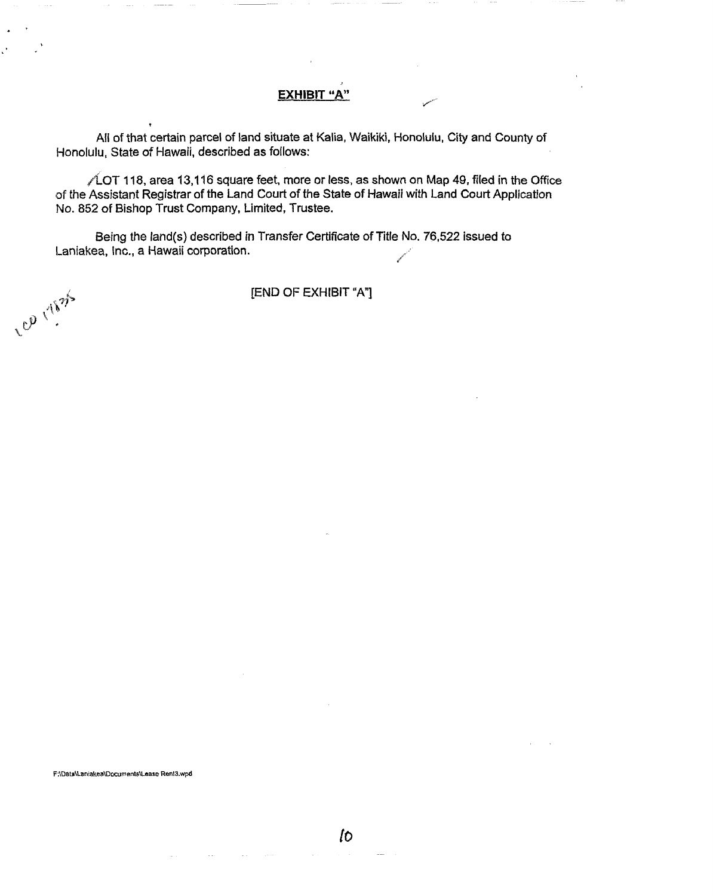## EXHIBIT "A"

All of that certain parcel of land situate at Kalia, Waikiki, Honolulu, City and County of Honolulu, State of Hawaii, described as follows:

LOT 118, area 13,116 square feet, more or less, as shown on Map 49, filed in the Office of the Assistant Registrar of the Land Court of the State of Hawaii with Land Court Application No. 852 of Bishop Trust Company, Limited, Trustee.

Being the land(s) described in Transfer Certificate of Title No. 76,522 issued to Laniakea, Inc., a Hawaii corporation.

[END OF EXHIBIT "A"]

F:\Data\Laniakea\Documents\Lease Rent3.wpd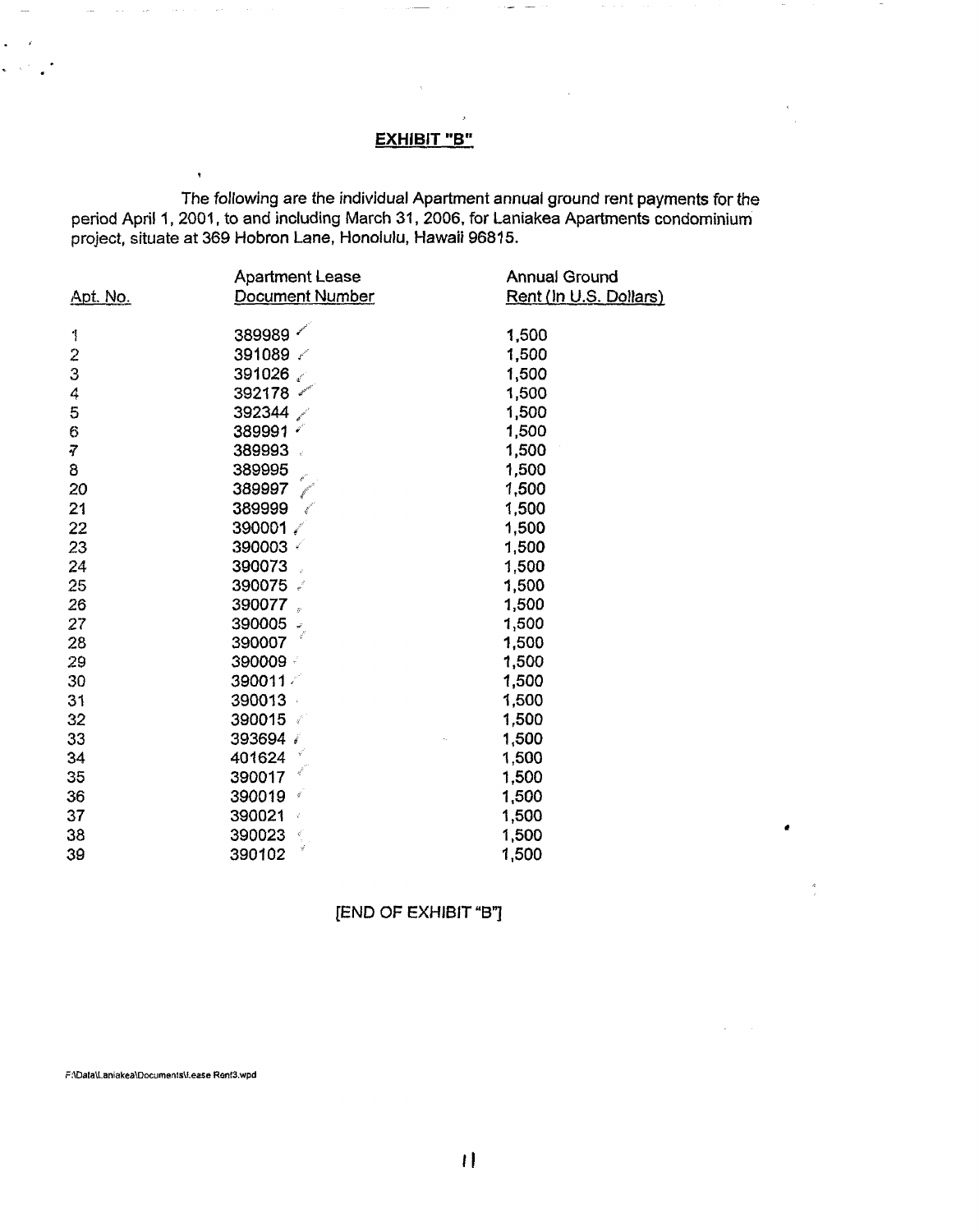## EXHIBIT "B"

The following are the individual Apartment annual ground rent payments for the period April 1, 2001, to and including March 31, 2006, for Laniakea Apartments condominium project, situate at 369 Hobron Lane, Honolulu, Hawaii 96815.

| Apt. No. | Apartment Lease Document Number | Annual Ground Rent (In U.S. Dollars) |
|---|---|---|
| 1 | 389989 | 1,500 |
| 2 | 391089 | 1,500 |
| 3 | 391026 | 1,500 |
| 4 | 392178 | 1,500 |
| 5 | 392344 | 1,500 |
| 6 | 389991 | 1,500 |
| 7 | 389993 | 1,500 |
| 8 | 389995 | 1,500 |
| 20 | 389997 | 1,500 |
| 21 | 389999 | 1,500 |
| 22 | 390001 | 1,500 |
| 23 | 390003 | 1,500 |
| 24 | 390073 | 1,500 |
| 25 | 390075 | 1,500 |
| 26 | 390077 | 1,500 |
| 27 | 390005 | 1,500 |
| 28 | 390007 | 1,500 |
| 29 | 390009 | 1,500 |
| 30 | 390011 | 1,500 |
| 31 | 390013 | 1,500 |
| 32 | 390015 | 1,500 |
| 33 | 393694 | 1,500 |
| 34 | 401624 | 1,500 |
| 35 | 390017 | 1,500 |
| 36 | 390019 | 1,500 |
| 37 | 390021 | 1,500 |
| 38 | 390023 | 1,500 |
| 39 | 390102 | 1,500 |

[END OF EXHIBIT "B"]

F:\Data\Laniakea\Documents\Lease Rent3.wpd